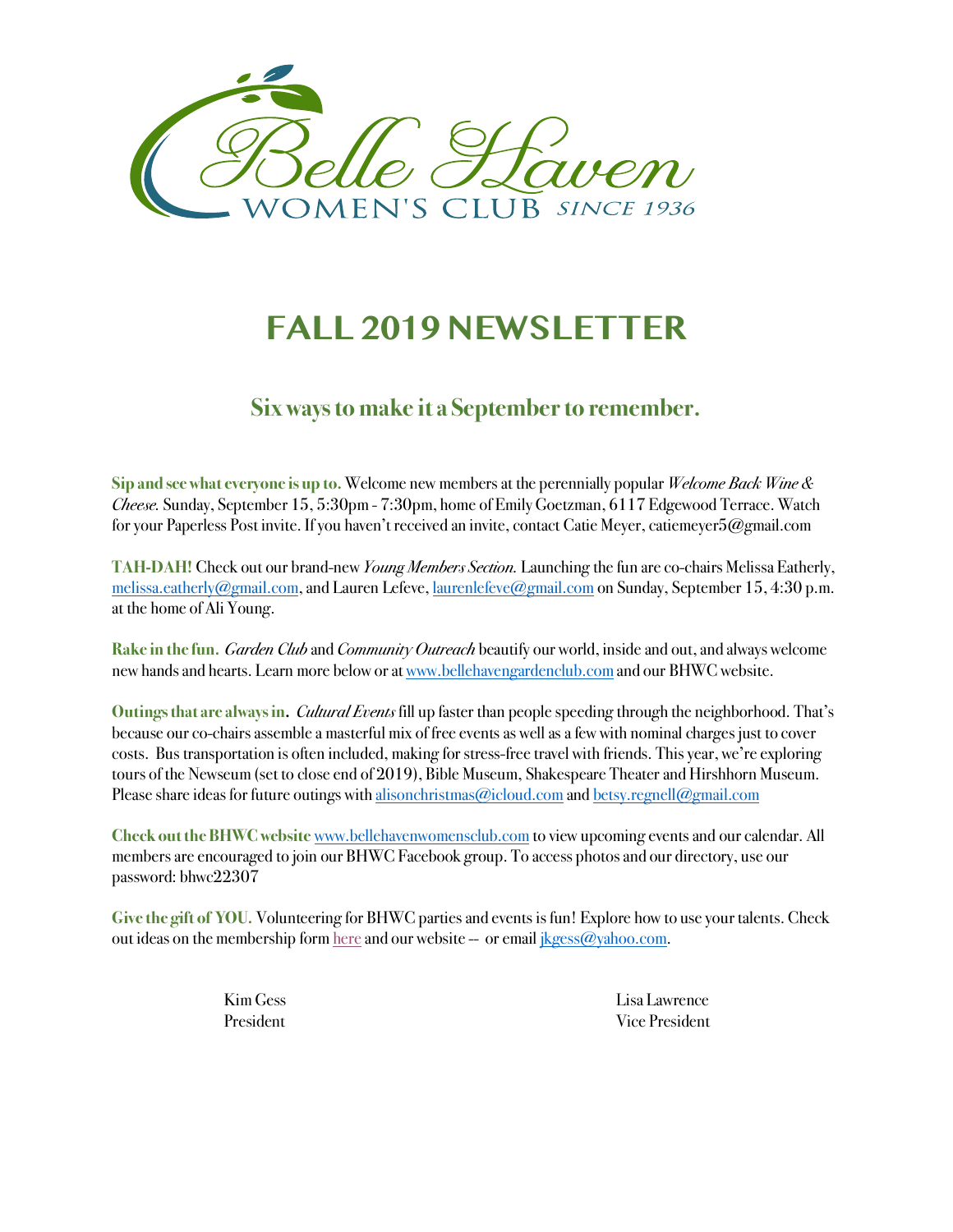Belle Haven

WOMEN'S CLUB SINCE 1936

# FALL 2019 NEWSLETTER

## Six ways to make it a September to remember.

**Sip and see what everyone is up to.** Welcome new members at the perennially popular *Welcome Back Wine & Cheese.* Sunday, September 15, 5:30pm - 7:30pm, home of Emily Goetzman, 6117 Edgewood Terrace. Watch for your Paperless Post invite. If you haven't received an invite, contact Catie Meyer, catiemeyer5@gmail.com

**TAH-DAH!** Check out our brand-new *Young Members Section.* Launching the fun are co-chairs Melissa Eatherly, melissa.eatherly@gmail.com, and Lauren Lefeve, laurenlefeve@gmail.com on Sunday, September 15, 4:30 p.m. at the home of Ali Young.

**Rake in the fun.** *Garden Club* and *Community Outreach* beautify our world, inside and out, and always welcome new hands and hearts. Learn more below or at www.bellehavengardenclub.com and our BHWC website.

**Outings that are always in.** *Cultural Events* fill up faster than people speeding through the neighborhood. That's because our co-chairs assemble a masterful mix of free events as well as a few with nominal charges just to cover costs. Bus transportation is often included, making for stress-free travel with friends. This year, we're exploring tours of the Newseum (set to close end of 2019), Bible Museum, Shakespeare Theater and Hirshhorn Museum. Please share ideas for future outings with alisonchristmas@icloud.com and betsy.regnell@gmail.com

**Check out the BHWC website** www.bellehavenwomensclub.com to view upcoming events and our calendar. All members are encouraged to join our BHWC Facebook group. To access photos and our directory, use our password: bhwc22307

**Give the gift of YOU.** Volunteering for BHWC parties and events is fun! Explore how to use your talents. Check out ideas on the membership form here and our website -- or email jkgess@yahoo.com.

Kim Gess
President

Lisa Lawrence
Vice President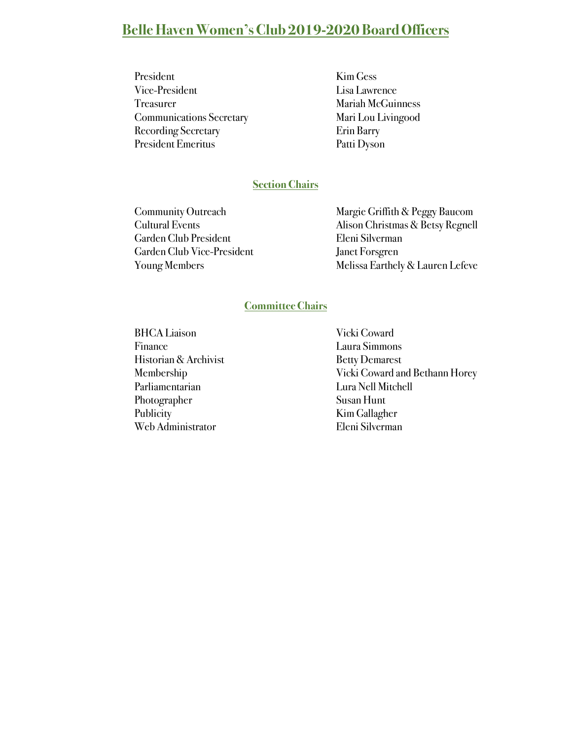# Belle Haven Women's Club 2019-2020 Board Officers

| | |
|---|---|
| President | Kim Gess |
| Vice-President | Lisa Lawrence |
| Treasurer | Mariah McGuinness |
| Communications Secretary | Mari Lou Livingood |
| Recording Secretary | Erin Barry |
| President Emeritus | Patti Dyson |

## Section Chairs

| | |
|---|---|
| Community Outreach | Margie Griffith & Peggy Baucom |
| Cultural Events | Alison Christmas & Betsy Regnell |
| Garden Club President | Eleni Silverman |
| Garden Club Vice-President | Janet Forsgren |
| Young Members | Melissa Earthely & Lauren Lefeve |

## Committee Chairs

| | |
|---|---|
| BHCA Liaison | Vicki Coward |
| Finance | Laura Simmons |
| Historian & Archivist | Betty Demarest |
| Membership | Vicki Coward and Bethann Horey |
| Parliamentarian | Lura Nell Mitchell |
| Photographer | Susan Hunt |
| Publicity | Kim Gallagher |
| Web Administrator | Eleni Silverman |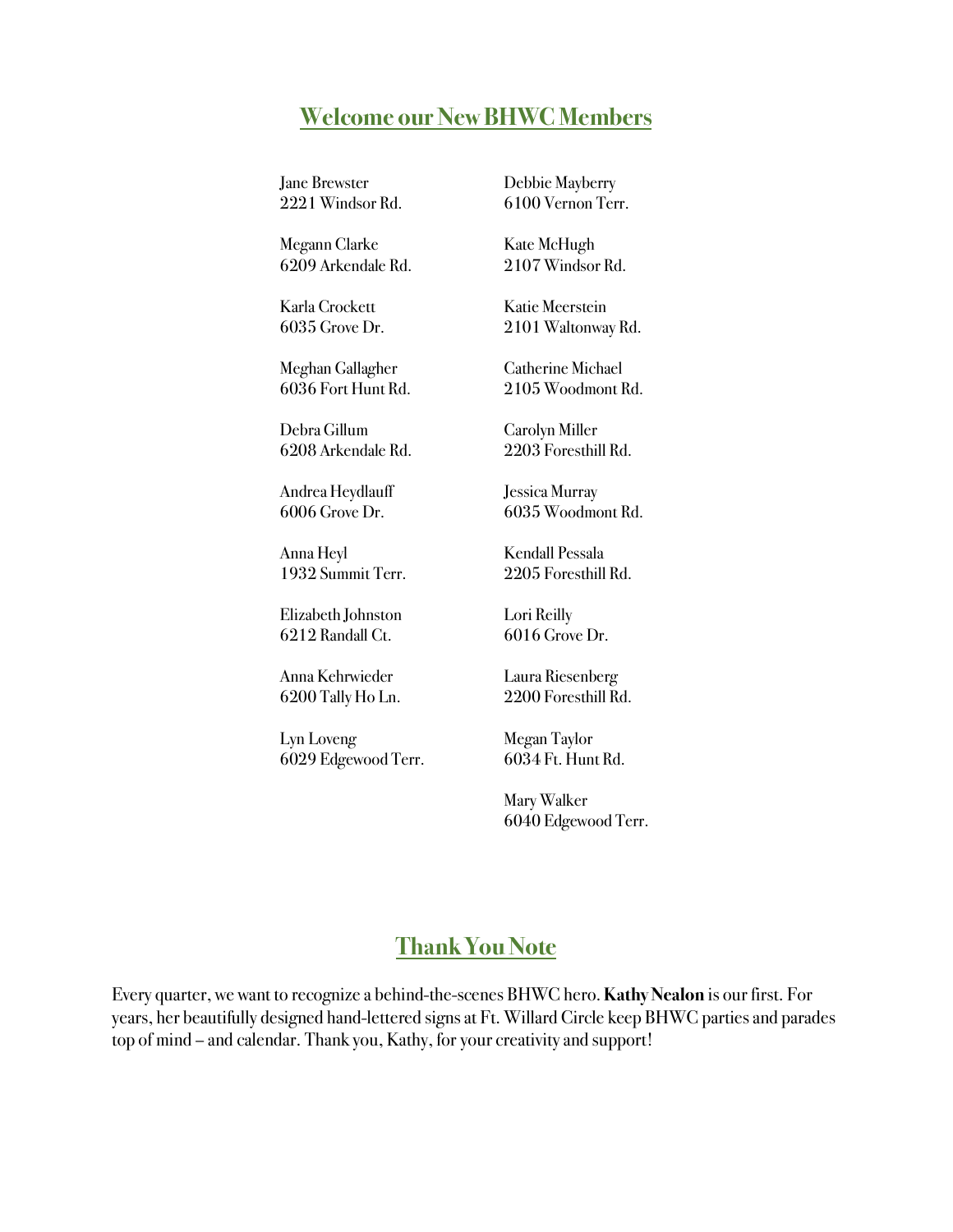## Welcome our New BHWC Members

Jane Brewster
2221 Windsor Rd.

Megann Clarke
6209 Arkendale Rd.

Karla Crockett
6035 Grove Dr.

Meghan Gallagher
6036 Fort Hunt Rd.

Debra Gillum
6208 Arkendale Rd.

Andrea Heydlauff
6006 Grove Dr.

Anna Heyl
1932 Summit Terr.

Elizabeth Johnston
6212 Randall Ct.

Anna Kehrwieder
6200 Tally Ho Ln.

Lyn Loveng
6029 Edgewood Terr.

Debbie Mayberry
6100 Vernon Terr.

Kate McHugh
2107 Windsor Rd.

Katie Meerstein
2101 Waltonway Rd.

Catherine Michael
2105 Woodmont Rd.

Carolyn Miller
2203 Foresthill Rd.

Jessica Murray
6035 Woodmont Rd.

Kendall Pessala
2205 Foresthill Rd.

Lori Reilly
6016 Grove Dr.

Laura Riesenberg
2200 Foresthill Rd.

Megan Taylor
6034 Ft. Hunt Rd.

Mary Walker
6040 Edgewood Terr.

## Thank You Note

Every quarter, we want to recognize a behind-the-scenes BHWC hero. **Kathy Nealon** is our first. For years, her beautifully designed hand-lettered signs at Ft. Willard Circle keep BHWC parties and parades top of mind – and calendar. Thank you, Kathy, for your creativity and support!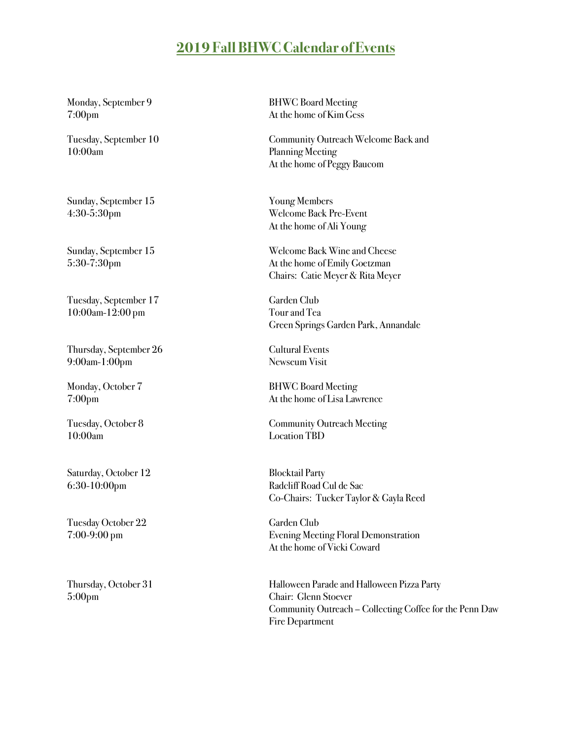## 2019 Fall BHWC Calendar of Events

| Date / Time | Event |
|---|---|
| Monday, September 9<br>7:00pm | BHWC Board Meeting<br>At the home of Kim Gess |
| Tuesday, September 10<br>10:00am | Community Outreach Welcome Back and Planning Meeting<br>At the home of Peggy Baucom |
| Sunday, September 15<br>4:30-5:30pm | Young Members<br>Welcome Back Pre-Event<br>At the home of Ali Young |
| Sunday, September 15<br>5:30-7:30pm | Welcome Back Wine and Cheese<br>At the home of Emily Goetzman<br>Chairs: Catie Meyer & Rita Meyer |
| Tuesday, September 17<br>10:00am-12:00 pm | Garden Club<br>Tour and Tea<br>Green Springs Garden Park, Annandale |
| Thursday, September 26<br>9:00am-1:00pm | Cultural Events<br>Newseum Visit |
| Monday, October 7<br>7:00pm | BHWC Board Meeting<br>At the home of Lisa Lawrence |
| Tuesday, October 8<br>10:00am | Community Outreach Meeting<br>Location TBD |
| Saturday, October 12<br>6:30-10:00pm | Blocktail Party<br>Radcliff Road Cul de Sac<br>Co-Chairs: Tucker Taylor & Gayla Reed |
| Tuesday October 22<br>7:00-9:00 pm | Garden Club<br>Evening Meeting Floral Demonstration<br>At the home of Vicki Coward |
| Thursday, October 31<br>5:00pm | Halloween Parade and Halloween Pizza Party<br>Chair: Glenn Stoever<br>Community Outreach – Collecting Coffee for the Penn Daw Fire Department |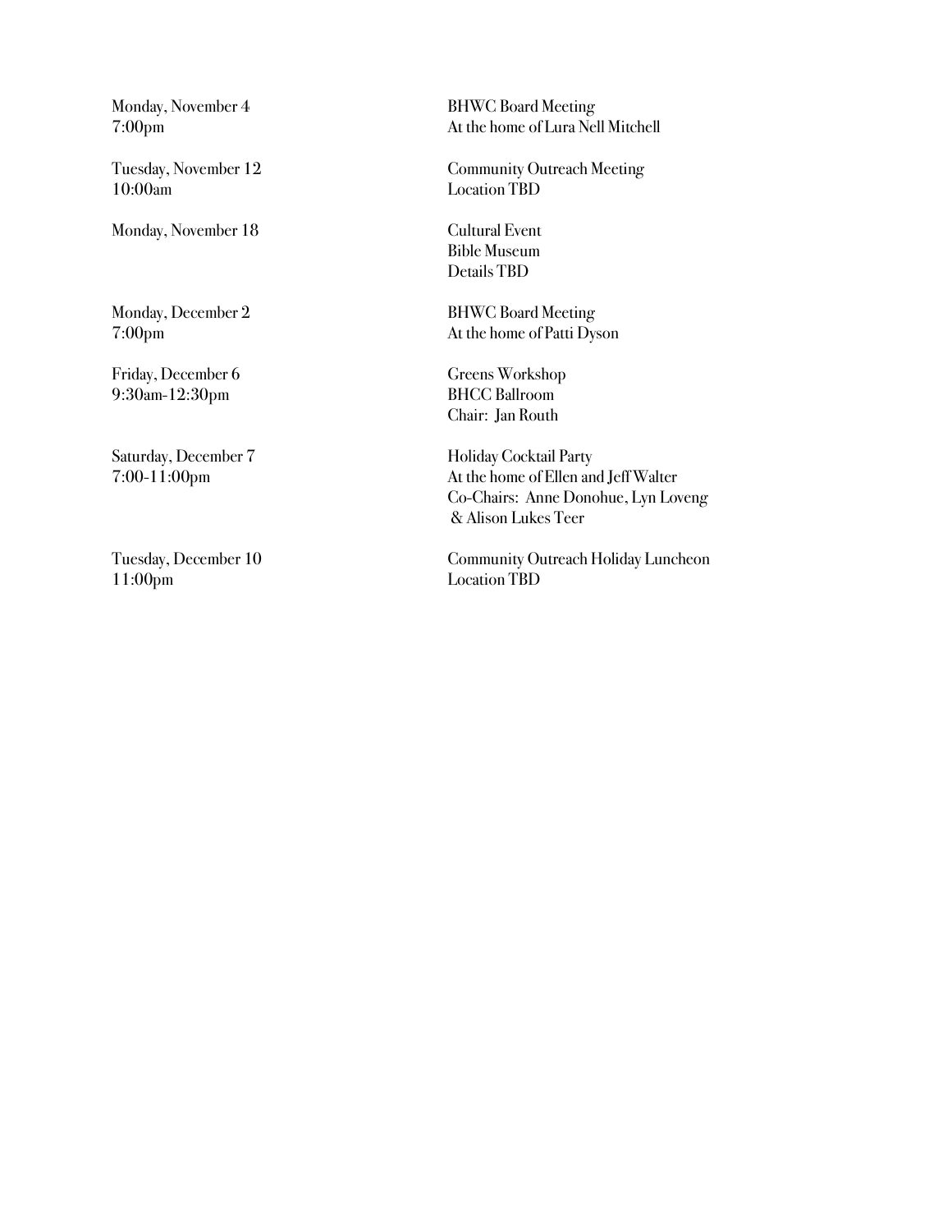| | |
|---|---|
| Monday, November 4<br>7:00pm | BHWC Board Meeting<br>At the home of Lura Nell Mitchell |
| Tuesday, November 12<br>10:00am | Community Outreach Meeting<br>Location TBD |
| Monday, November 18 | Cultural Event<br>Bible Museum<br>Details TBD |
| Monday, December 2<br>7:00pm | BHWC Board Meeting<br>At the home of Patti Dyson |
| Friday, December 6<br>9:30am-12:30pm | Greens Workshop<br>BHCC Ballroom<br>Chair: Jan Routh |
| Saturday, December 7<br>7:00-11:00pm | Holiday Cocktail Party<br>At the home of Ellen and Jeff Walter<br>Co-Chairs: Anne Donohue, Lyn Loveng & Alison Lukes Teer |
| Tuesday, December 10<br>11:00pm | Community Outreach Holiday Luncheon<br>Location TBD |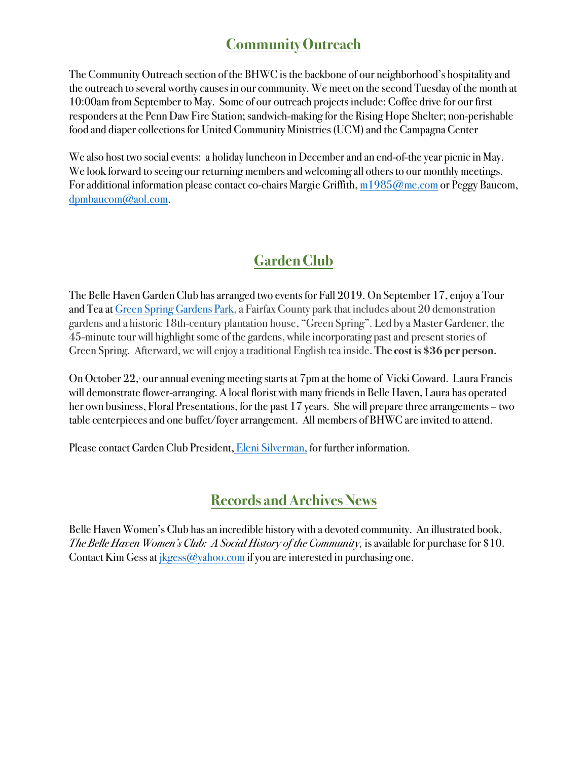## Community Outreach

The Community Outreach section of the BHWC is the backbone of our neighborhood's hospitality and the outreach to several worthy causes in our community. We meet on the second Tuesday of the month at 10:00am from September to May. Some of our outreach projects include: Coffee drive for our first responders at the Penn Daw Fire Station; sandwich-making for the Rising Hope Shelter; non-perishable food and diaper collections for United Community Ministries (UCM) and the Campagna Center

We also host two social events: a holiday luncheon in December and an end-of-the year picnic in May. We look forward to seeing our returning members and welcoming all others to our monthly meetings. For additional information please contact co-chairs Margie Griffith, m1985@me.com or Peggy Baucom, dpmbaucom@aol.com.

## Garden Club

The Belle Haven Garden Club has arranged two events for Fall 2019. On September 17, enjoy a Tour and Tea at Green Spring Gardens Park, a Fairfax County park that includes about 20 demonstration gardens and a historic 18th-century plantation house, "Green Spring". Led by a Master Gardener, the 45-minute tour will highlight some of the gardens, while incorporating past and present stories of Green Spring. Afterward, we will enjoy a traditional English tea inside. **The cost is $36 per person.**

On October 22, our annual evening meeting starts at 7pm at the home of Vicki Coward. Laura Francis will demonstrate flower-arranging. A local florist with many friends in Belle Haven, Laura has operated her own business, Floral Presentations, for the past 17 years. She will prepare three arrangements – two table centerpieces and one buffet/foyer arrangement. All members of BHWC are invited to attend.

Please contact Garden Club President, Eleni Silverman, for further information.

## Records and Archives News

Belle Haven Women's Club has an incredible history with a devoted community. An illustrated book, *The Belle Haven Women's Club: A Social History of the Community,* is available for purchase for $10. Contact Kim Gess at jkgess@yahoo.com if you are interested in purchasing one.